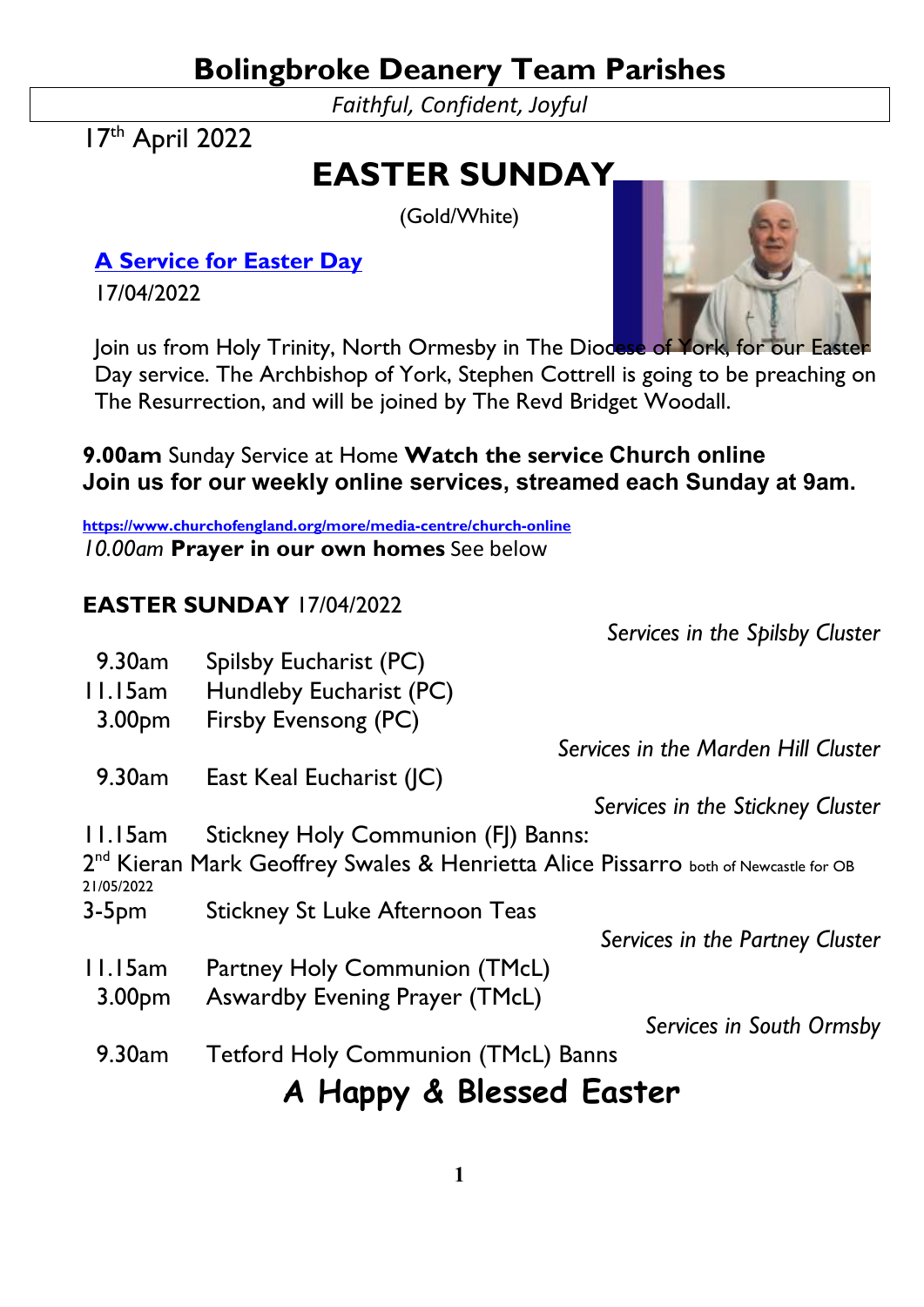# Bolingbroke Deanery Team Parishes

*Faithful, Confident, Joyful*

17th April 2022

# EASTER SUNDAY

(Gold/White)

**A Service for Easter Day**

17/04/2022

Join us from Holy Trinity, North Ormesby in The Diocese of York, for our Easter Day service. The Archbishop of York, Stephen Cottrell is going to be preaching on The Resurrection, and will be joined by The Revd Bridget Woodall.

**9.00am** Sunday Service at Home **Watch the service Church online**
**Join us for our weekly online services, streamed each Sunday at 9am.**

https://www.churchofengland.org/more/media-centre/church-online

*10.00am* **Prayer in our own homes** See below

**EASTER SUNDAY** 17/04/2022

*Services in the Spilsby Cluster*

9.30am Spilsby Eucharist (PC)
11.15am Hundleby Eucharist (PC)
3.00pm Firsby Evensong (PC)

*Services in the Marden Hill Cluster*

9.30am East Keal Eucharist (JC)

*Services in the Stickney Cluster*

11.15am Stickney Holy Communion (FJ) Banns:
2nd Kieran Mark Geoffrey Swales & Henrietta Alice Pissarro both of Newcastle for OB 21/05/2022
3-5pm Stickney St Luke Afternoon Teas

*Services in the Partney Cluster*

11.15am Partney Holy Communion (TMcL)
3.00pm Aswardby Evening Prayer (TMcL)

*Services in South Ormsby*

9.30am Tetford Holy Communion (TMcL) Banns

## A Happy & Blessed Easter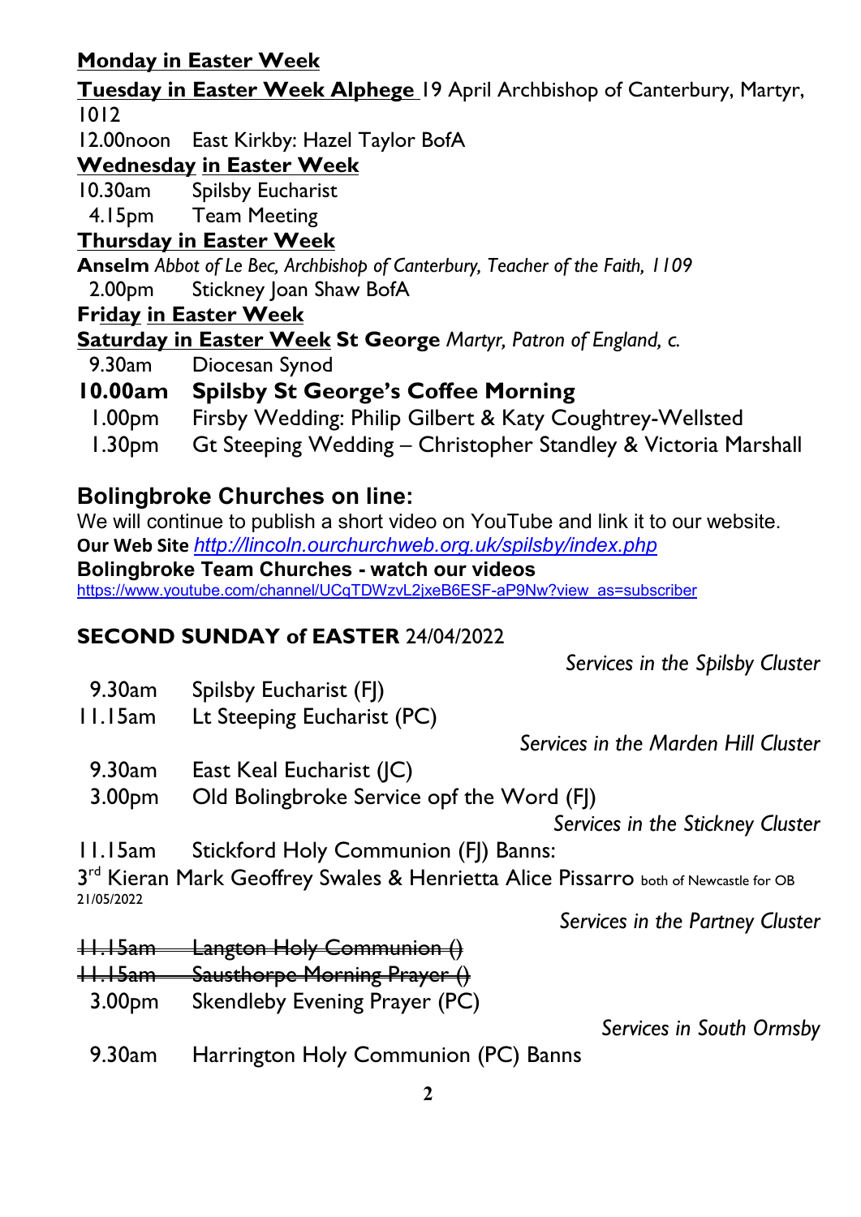**Monday in Easter Week**

**Tuesday in Easter Week Alphege** 19 April Archbishop of Canterbury, Martyr, 1012

12.00noon East Kirkby: Hazel Taylor BofA

**Wednesday in Easter Week**

10.30am Spilsby Eucharist

4.15pm Team Meeting

**Thursday in Easter Week**

**Anselm** *Abbot of Le Bec, Archbishop of Canterbury, Teacher of the Faith, 1109*

2.00pm Stickney Joan Shaw BofA

**Friday in Easter Week**

**Saturday in Easter Week St George** *Martyr, Patron of England, c.*

9.30am Diocesan Synod

**10.00am Spilsby St George's Coffee Morning**

1.00pm Firsby Wedding: Philip Gilbert & Katy Coughtrey-Wellsted

1.30pm Gt Steeping Wedding – Christopher Standley & Victoria Marshall

## Bolingbroke Churches on line:

We will continue to publish a short video on YouTube and link it to our website.

**Our Web Site** *http://lincoln.ourchurchweb.org.uk/spilsby/index.php*

**Bolingbroke Team Churches - watch our videos**

https://www.youtube.com/channel/UCqTDWzvL2jxeB6ESF-aP9Nw?view_as=subscriber

**SECOND SUNDAY of EASTER** 24/04/2022

*Services in the Spilsby Cluster*

9.30am Spilsby Eucharist (FJ)

11.15am Lt Steeping Eucharist (PC)

*Services in the Marden Hill Cluster*

9.30am East Keal Eucharist (JC)

3.00pm Old Bolingbroke Service opf the Word (FJ)

*Services in the Stickney Cluster*

11.15am Stickford Holy Communion (FJ) Banns:

3rd Kieran Mark Geoffrey Swales & Henrietta Alice Pissarro both of Newcastle for OB 21/05/2022

*Services in the Partney Cluster*

~~11.15am Langton Holy Communion ()~~

~~11.15am Sausthorpe Morning Prayer ()~~

3.00pm Skendleby Evening Prayer (PC)

*Services in South Ormsby*

9.30am Harrington Holy Communion (PC) Banns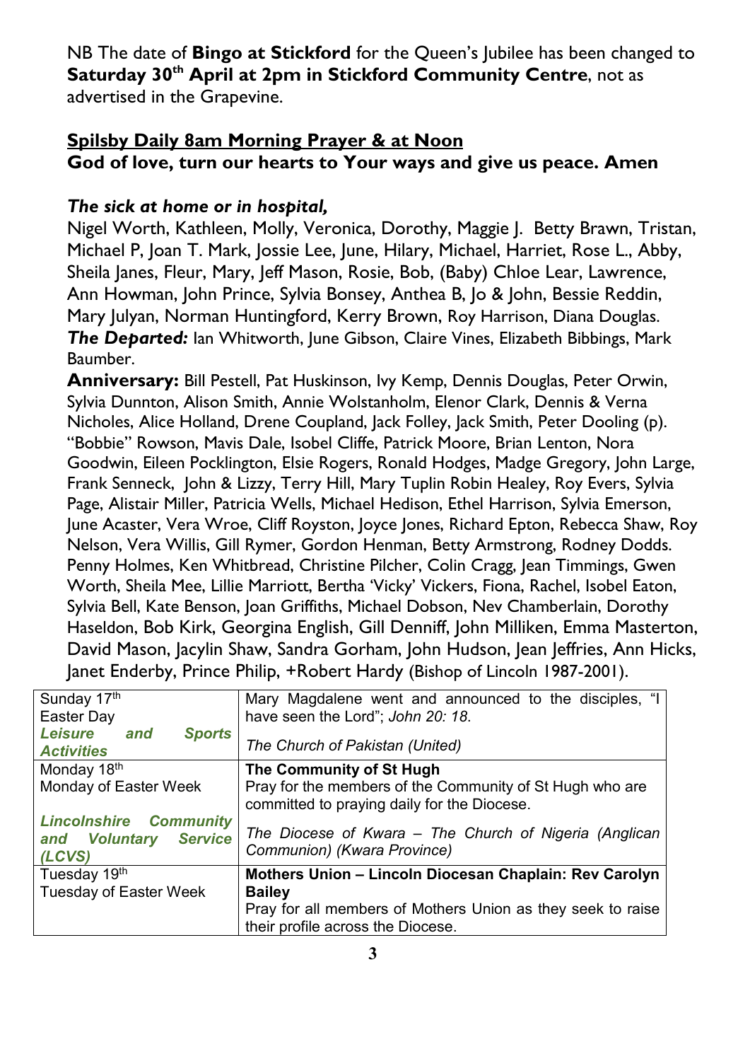NB The date of **Bingo at Stickford** for the Queen's Jubilee has been changed to **Saturday 30th April at 2pm in Stickford Community Centre**, not as advertised in the Grapevine.

**Spilsby Daily 8am Morning Prayer & at Noon**
**God of love, turn our hearts to Your ways and give us peace. Amen**

***The sick at home or in hospital,***
Nigel Worth, Kathleen, Molly, Veronica, Dorothy, Maggie J. Betty Brawn, Tristan, Michael P, Joan T. Mark, Jossie Lee, June, Hilary, Michael, Harriet, Rose L., Abby, Sheila Janes, Fleur, Mary, Jeff Mason, Rosie, Bob, (Baby) Chloe Lear, Lawrence, Ann Howman, John Prince, Sylvia Bonsey, Anthea B, Jo & John, Bessie Reddin, Mary Julyan, Norman Huntingford, Kerry Brown, Roy Harrison, Diana Douglas.
***The Departed:*** Ian Whitworth, June Gibson, Claire Vines, Elizabeth Bibbings, Mark Baumber.
**Anniversary:** Bill Pestell, Pat Huskinson, Ivy Kemp, Dennis Douglas, Peter Orwin, Sylvia Dunnton, Alison Smith, Annie Wolstanholm, Elenor Clark, Dennis & Verna Nicholes, Alice Holland, Drene Coupland, Jack Folley, Jack Smith, Peter Dooling (p). "Bobbie" Rowson, Mavis Dale, Isobel Cliffe, Patrick Moore, Brian Lenton, Nora Goodwin, Eileen Pocklington, Elsie Rogers, Ronald Hodges, Madge Gregory, John Large, Frank Senneck, John & Lizzy, Terry Hill, Mary Tuplin Robin Healey, Roy Evers, Sylvia Page, Alistair Miller, Patricia Wells, Michael Hedison, Ethel Harrison, Sylvia Emerson, June Acaster, Vera Wroe, Cliff Royston, Joyce Jones, Richard Epton, Rebecca Shaw, Roy Nelson, Vera Willis, Gill Rymer, Gordon Henman, Betty Armstrong, Rodney Dodds. Penny Holmes, Ken Whitbread, Christine Pilcher, Colin Cragg, Jean Timmings, Gwen Worth, Sheila Mee, Lillie Marriott, Bertha 'Vicky' Vickers, Fiona, Rachel, Isobel Eaton, Sylvia Bell, Kate Benson, Joan Griffiths, Michael Dobson, Nev Chamberlain, Dorothy Haseldon, Bob Kirk, Georgina English, Gill Denniff, John Milliken, Emma Masterton, David Mason, Jacylin Shaw, Sandra Gorham, John Hudson, Jean Jeffries, Ann Hicks, Janet Enderby, Prince Philip, +Robert Hardy (Bishop of Lincoln 1987-2001).

| | |
|---|---|
| Sunday 17th<br>Easter Day | Mary Magdalene went and announced to the disciples, "I have seen the Lord"; *John 20: 18*. |
| ***Leisure and Sports Activities*** | *The Church of Pakistan (United)* |
| Monday 18th<br>Monday of Easter Week | **The Community of St Hugh**<br>Pray for the members of the Community of St Hugh who are committed to praying daily for the Diocese. |
| ***Lincolnshire Community and Voluntary Service (LCVS)*** | *The Diocese of Kwara – The Church of Nigeria (Anglican Communion) (Kwara Province)* |
| Tuesday 19th<br>Tuesday of Easter Week | **Mothers Union – Lincoln Diocesan Chaplain: Rev Carolyn Bailey**<br>Pray for all members of Mothers Union as they seek to raise their profile across the Diocese. |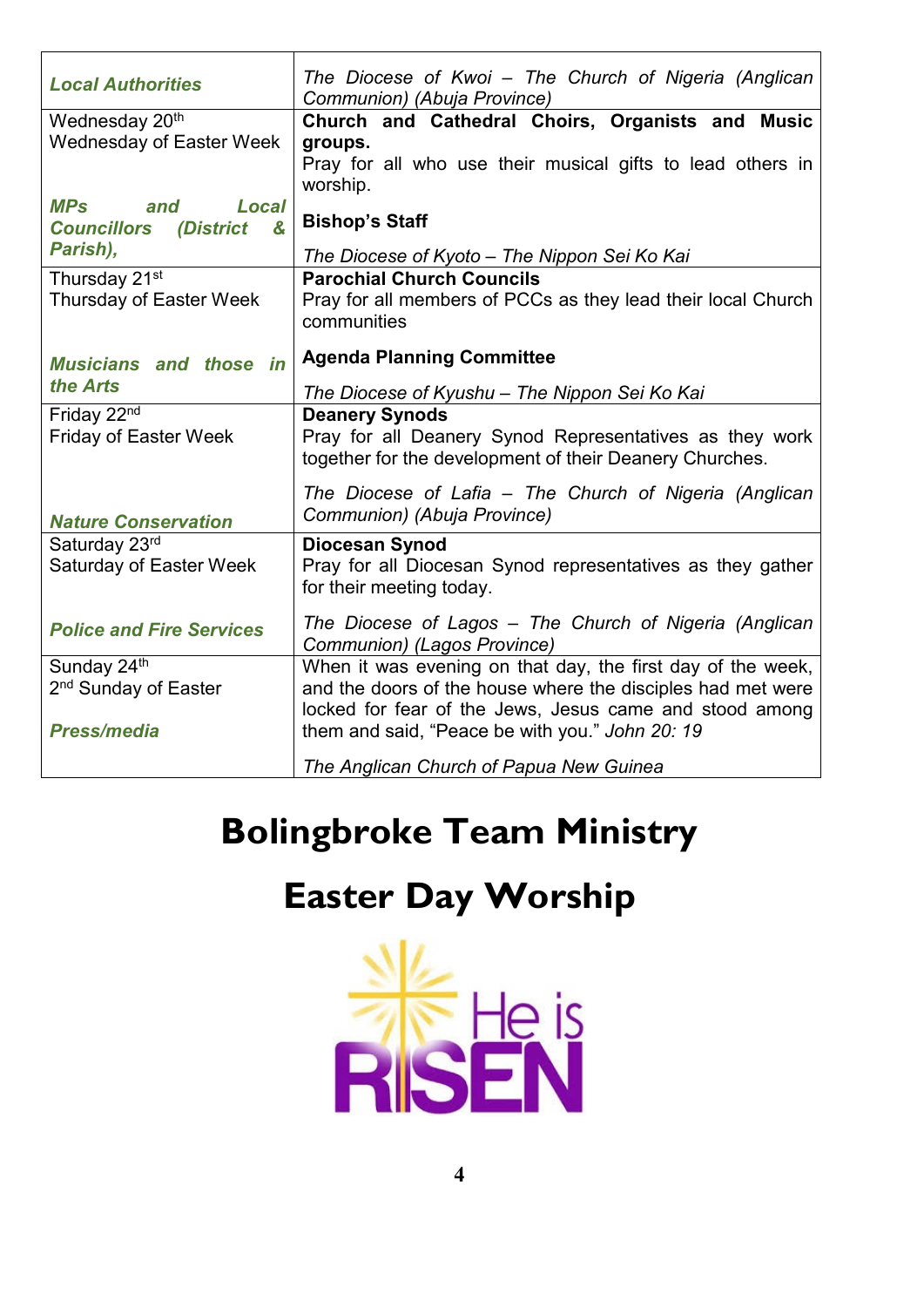| | |
|---|---|
| ***Local Authorities*** | *The Diocese of Kwoi – The Church of Nigeria (Anglican Communion) (Abuja Province)* |
| Wednesday 20th<br>Wednesday of Easter Week<br><br>***MPs and Local Councillors (District & Parish),*** | **Church and Cathedral Choirs, Organists and Music groups.**<br>Pray for all who use their musical gifts to lead others in worship.<br><br>**Bishop's Staff**<br><br>*The Diocese of Kyoto – The Nippon Sei Ko Kai* |
| Thursday 21st<br>Thursday of Easter Week<br><br>***Musicians and those in the Arts*** | **Parochial Church Councils**<br>Pray for all members of PCCs as they lead their local Church communities<br><br>**Agenda Planning Committee**<br><br>*The Diocese of Kyushu – The Nippon Sei Ko Kai* |
| Friday 22nd<br>Friday of Easter Week<br><br>***Nature Conservation*** | **Deanery Synods**<br>Pray for all Deanery Synod Representatives as they work together for the development of their Deanery Churches.<br><br>*The Diocese of Lafia – The Church of Nigeria (Anglican Communion) (Abuja Province)* |
| Saturday 23rd<br>Saturday of Easter Week<br><br>***Police and Fire Services*** | **Diocesan Synod**<br>Pray for all Diocesan Synod representatives as they gather for their meeting today.<br><br>*The Diocese of Lagos – The Church of Nigeria (Anglican Communion) (Lagos Province)* |
| Sunday 24th<br>2nd Sunday of Easter<br><br>***Press/media*** | When it was evening on that day, the first day of the week, and the doors of the house where the disciples had met were locked for fear of the Jews, Jesus came and stood among them and said, "Peace be with you." *John 20: 19*<br><br>*The Anglican Church of Papua New Guinea* |

# Bolingbroke Team Ministry

# Easter Day Worship

He is RISEN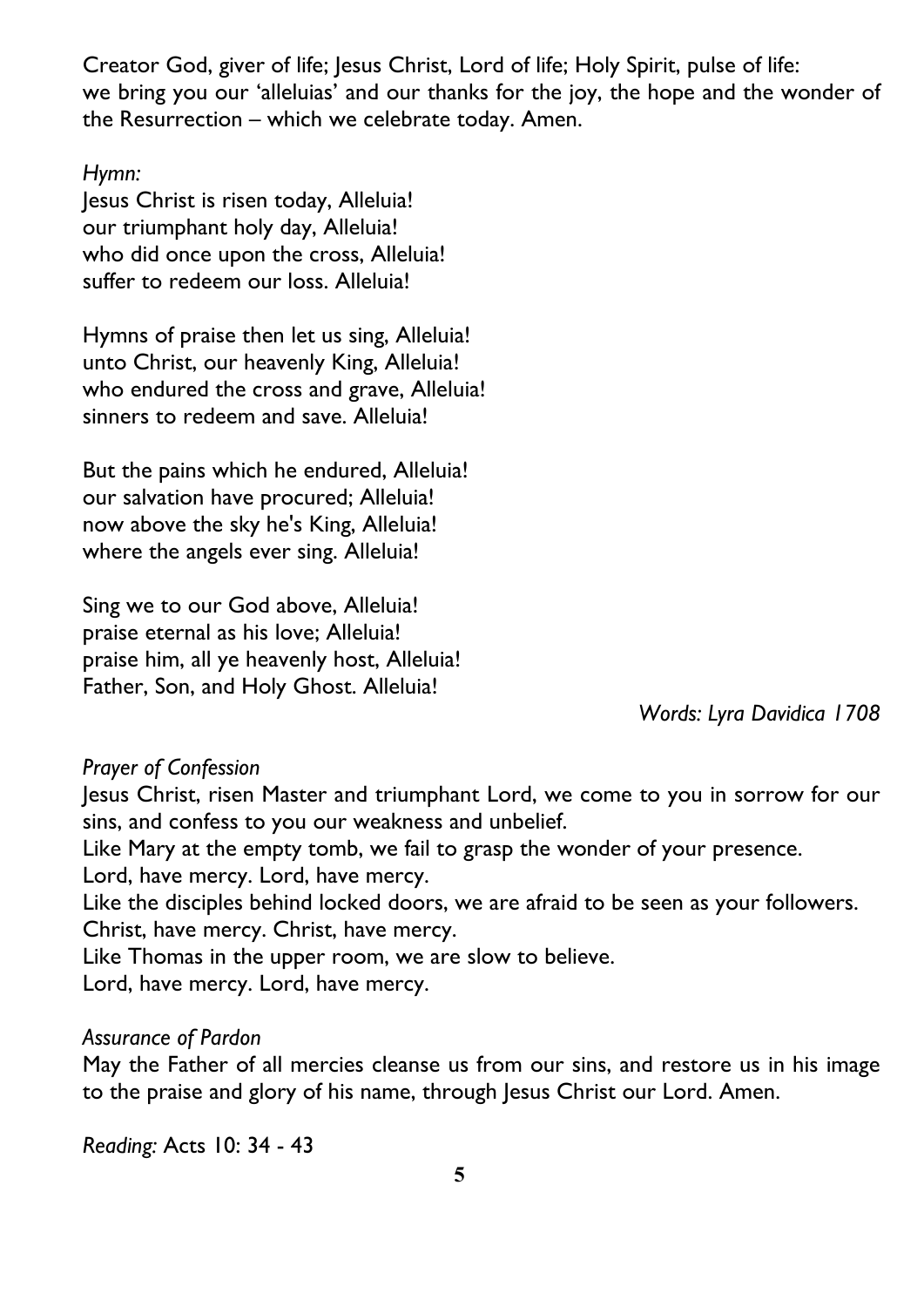Creator God, giver of life; Jesus Christ, Lord of life; Holy Spirit, pulse of life: we bring you our 'alleluias' and our thanks for the joy, the hope and the wonder of the Resurrection – which we celebrate today. Amen.

*Hymn:*

Jesus Christ is risen today, Alleluia!
our triumphant holy day, Alleluia!
who did once upon the cross, Alleluia!
suffer to redeem our loss. Alleluia!

Hymns of praise then let us sing, Alleluia!
unto Christ, our heavenly King, Alleluia!
who endured the cross and grave, Alleluia!
sinners to redeem and save. Alleluia!

But the pains which he endured, Alleluia!
our salvation have procured; Alleluia!
now above the sky he's King, Alleluia!
where the angels ever sing. Alleluia!

Sing we to our God above, Alleluia!
praise eternal as his love; Alleluia!
praise him, all ye heavenly host, Alleluia!
Father, Son, and Holy Ghost. Alleluia!

*Words: Lyra Davidica 1708*

*Prayer of Confession*

Jesus Christ, risen Master and triumphant Lord, we come to you in sorrow for our sins, and confess to you our weakness and unbelief.
Like Mary at the empty tomb, we fail to grasp the wonder of your presence.
Lord, have mercy. Lord, have mercy.
Like the disciples behind locked doors, we are afraid to be seen as your followers.
Christ, have mercy. Christ, have mercy.
Like Thomas in the upper room, we are slow to believe.
Lord, have mercy. Lord, have mercy.

*Assurance of Pardon*

May the Father of all mercies cleanse us from our sins, and restore us in his image to the praise and glory of his name, through Jesus Christ our Lord. Amen.

*Reading:* Acts 10: 34 - 43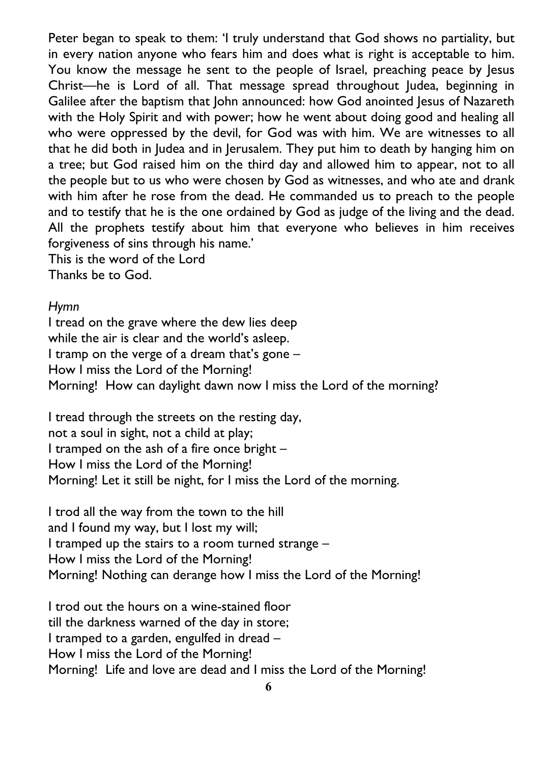Peter began to speak to them: 'I truly understand that God shows no partiality, but in every nation anyone who fears him and does what is right is acceptable to him. You know the message he sent to the people of Israel, preaching peace by Jesus Christ—he is Lord of all. That message spread throughout Judea, beginning in Galilee after the baptism that John announced: how God anointed Jesus of Nazareth with the Holy Spirit and with power; how he went about doing good and healing all who were oppressed by the devil, for God was with him. We are witnesses to all that he did both in Judea and in Jerusalem. They put him to death by hanging him on a tree; but God raised him on the third day and allowed him to appear, not to all the people but to us who were chosen by God as witnesses, and who ate and drank with him after he rose from the dead. He commanded us to preach to the people and to testify that he is the one ordained by God as judge of the living and the dead. All the prophets testify about him that everyone who believes in him receives forgiveness of sins through his name.'
This is the word of the Lord
Thanks be to God.

*Hymn*

I tread on the grave where the dew lies deep
while the air is clear and the world's asleep.
I tramp on the verge of a dream that's gone –
How I miss the Lord of the Morning!
Morning! How can daylight dawn now I miss the Lord of the morning?

I tread through the streets on the resting day,
not a soul in sight, not a child at play;
I tramped on the ash of a fire once bright –
How I miss the Lord of the Morning!
Morning! Let it still be night, for I miss the Lord of the morning.

I trod all the way from the town to the hill
and I found my way, but I lost my will;
I tramped up the stairs to a room turned strange –
How I miss the Lord of the Morning!
Morning! Nothing can derange how I miss the Lord of the Morning!

I trod out the hours on a wine-stained floor
till the darkness warned of the day in store;
I tramped to a garden, engulfed in dread –
How I miss the Lord of the Morning!
Morning! Life and love are dead and I miss the Lord of the Morning!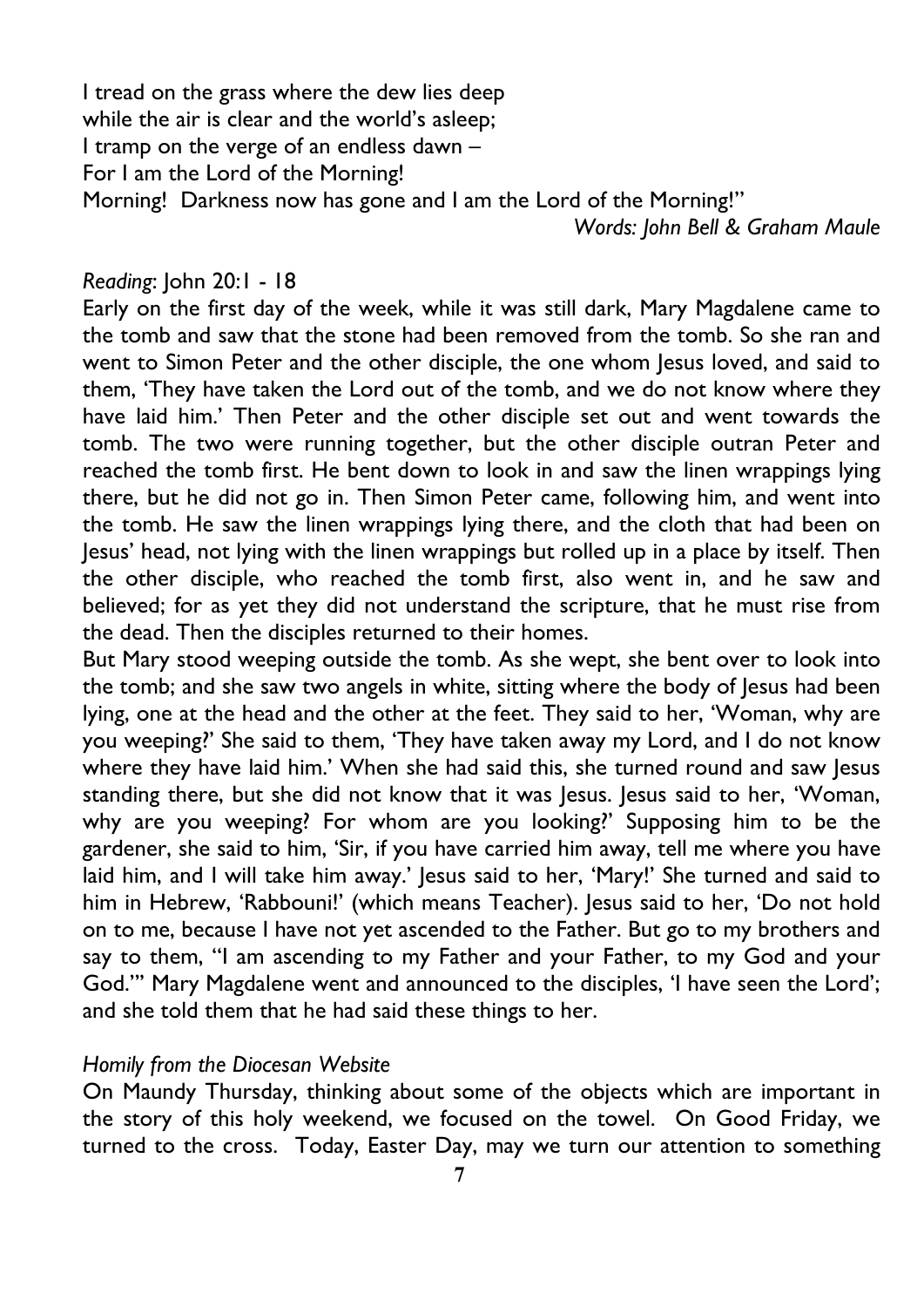I tread on the grass where the dew lies deep  
while the air is clear and the world's asleep;  
I tramp on the verge of an endless dawn –  
For I am the Lord of the Morning!  
Morning! Darkness now has gone and I am the Lord of the Morning!"

*Words: John Bell & Graham Maule*

*Reading*: John 20:1 - 18

Early on the first day of the week, while it was still dark, Mary Magdalene came to the tomb and saw that the stone had been removed from the tomb. So she ran and went to Simon Peter and the other disciple, the one whom Jesus loved, and said to them, 'They have taken the Lord out of the tomb, and we do not know where they have laid him.' Then Peter and the other disciple set out and went towards the tomb. The two were running together, but the other disciple outran Peter and reached the tomb first. He bent down to look in and saw the linen wrappings lying there, but he did not go in. Then Simon Peter came, following him, and went into the tomb. He saw the linen wrappings lying there, and the cloth that had been on Jesus' head, not lying with the linen wrappings but rolled up in a place by itself. Then the other disciple, who reached the tomb first, also went in, and he saw and believed; for as yet they did not understand the scripture, that he must rise from the dead. Then the disciples returned to their homes.

But Mary stood weeping outside the tomb. As she wept, she bent over to look into the tomb; and she saw two angels in white, sitting where the body of Jesus had been lying, one at the head and the other at the feet. They said to her, 'Woman, why are you weeping?' She said to them, 'They have taken away my Lord, and I do not know where they have laid him.' When she had said this, she turned round and saw Jesus standing there, but she did not know that it was Jesus. Jesus said to her, 'Woman, why are you weeping? For whom are you looking?' Supposing him to be the gardener, she said to him, 'Sir, if you have carried him away, tell me where you have laid him, and I will take him away.' Jesus said to her, 'Mary!' She turned and said to him in Hebrew, 'Rabbouni!' (which means Teacher). Jesus said to her, 'Do not hold on to me, because I have not yet ascended to the Father. But go to my brothers and say to them, "I am ascending to my Father and your Father, to my God and your God."' Mary Magdalene went and announced to the disciples, 'I have seen the Lord'; and she told them that he had said these things to her.

*Homily from the Diocesan Website*

On Maundy Thursday, thinking about some of the objects which are important in the story of this holy weekend, we focused on the towel. On Good Friday, we turned to the cross. Today, Easter Day, may we turn our attention to something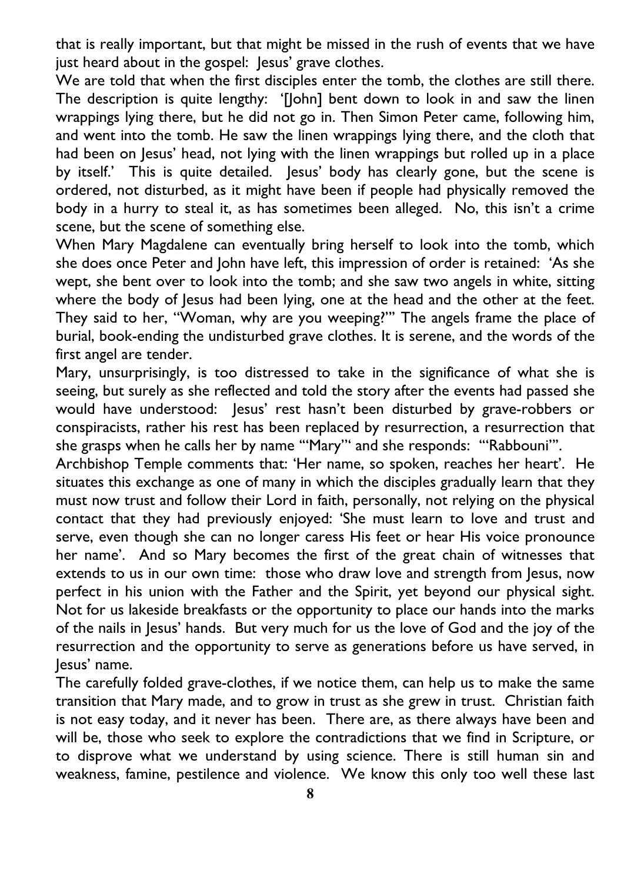that is really important, but that might be missed in the rush of events that we have just heard about in the gospel: Jesus' grave clothes.

We are told that when the first disciples enter the tomb, the clothes are still there. The description is quite lengthy: '[John] bent down to look in and saw the linen wrappings lying there, but he did not go in. Then Simon Peter came, following him, and went into the tomb. He saw the linen wrappings lying there, and the cloth that had been on Jesus' head, not lying with the linen wrappings but rolled up in a place by itself.' This is quite detailed. Jesus' body has clearly gone, but the scene is ordered, not disturbed, as it might have been if people had physically removed the body in a hurry to steal it, as has sometimes been alleged. No, this isn't a crime scene, but the scene of something else.

When Mary Magdalene can eventually bring herself to look into the tomb, which she does once Peter and John have left, this impression of order is retained: 'As she wept, she bent over to look into the tomb; and she saw two angels in white, sitting where the body of Jesus had been lying, one at the head and the other at the feet. They said to her, "Woman, why are you weeping?"' The angels frame the place of burial, book-ending the undisturbed grave clothes. It is serene, and the words of the first angel are tender.

Mary, unsurprisingly, is too distressed to take in the significance of what she is seeing, but surely as she reflected and told the story after the events had passed she would have understood: Jesus' rest hasn't been disturbed by grave-robbers or conspiracists, rather his rest has been replaced by resurrection, a resurrection that she grasps when he calls her by name '"Mary"' and she responds: '"Rabbouni"'.

Archbishop Temple comments that: 'Her name, so spoken, reaches her heart'. He situates this exchange as one of many in which the disciples gradually learn that they must now trust and follow their Lord in faith, personally, not relying on the physical contact that they had previously enjoyed: 'She must learn to love and trust and serve, even though she can no longer caress His feet or hear His voice pronounce her name'. And so Mary becomes the first of the great chain of witnesses that extends to us in our own time: those who draw love and strength from Jesus, now perfect in his union with the Father and the Spirit, yet beyond our physical sight. Not for us lakeside breakfasts or the opportunity to place our hands into the marks of the nails in Jesus' hands. But very much for us the love of God and the joy of the resurrection and the opportunity to serve as generations before us have served, in Jesus' name.

The carefully folded grave-clothes, if we notice them, can help us to make the same transition that Mary made, and to grow in trust as she grew in trust. Christian faith is not easy today, and it never has been. There are, as there always have been and will be, those who seek to explore the contradictions that we find in Scripture, or to disprove what we understand by using science. There is still human sin and weakness, famine, pestilence and violence. We know this only too well these last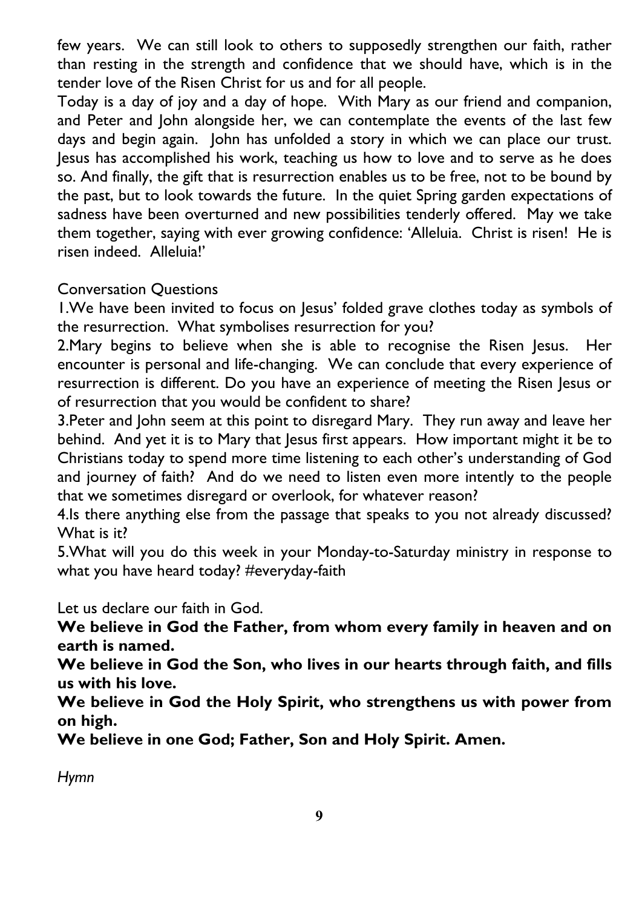few years. We can still look to others to supposedly strengthen our faith, rather than resting in the strength and confidence that we should have, which is in the tender love of the Risen Christ for us and for all people.

Today is a day of joy and a day of hope. With Mary as our friend and companion, and Peter and John alongside her, we can contemplate the events of the last few days and begin again. John has unfolded a story in which we can place our trust. Jesus has accomplished his work, teaching us how to love and to serve as he does so. And finally, the gift that is resurrection enables us to be free, not to be bound by the past, but to look towards the future. In the quiet Spring garden expectations of sadness have been overturned and new possibilities tenderly offered. May we take them together, saying with ever growing confidence: 'Alleluia. Christ is risen! He is risen indeed. Alleluia!'

Conversation Questions

1. We have been invited to focus on Jesus' folded grave clothes today as symbols of the resurrection. What symbolises resurrection for you?
2. Mary begins to believe when she is able to recognise the Risen Jesus. Her encounter is personal and life-changing. We can conclude that every experience of resurrection is different. Do you have an experience of meeting the Risen Jesus or of resurrection that you would be confident to share?
3. Peter and John seem at this point to disregard Mary. They run away and leave her behind. And yet it is to Mary that Jesus first appears. How important might it be to Christians today to spend more time listening to each other's understanding of God and journey of faith? And do we need to listen even more intently to the people that we sometimes disregard or overlook, for whatever reason?
4. Is there anything else from the passage that speaks to you not already discussed? What is it?
5. What will you do this week in your Monday-to-Saturday ministry in response to what you have heard today? #everyday-faith

Let us declare our faith in God.

**We believe in God the Father, from whom every family in heaven and on earth is named.**

**We believe in God the Son, who lives in our hearts through faith, and fills us with his love.**

**We believe in God the Holy Spirit, who strengthens us with power from on high.**

**We believe in one God; Father, Son and Holy Spirit. Amen.**

*Hymn*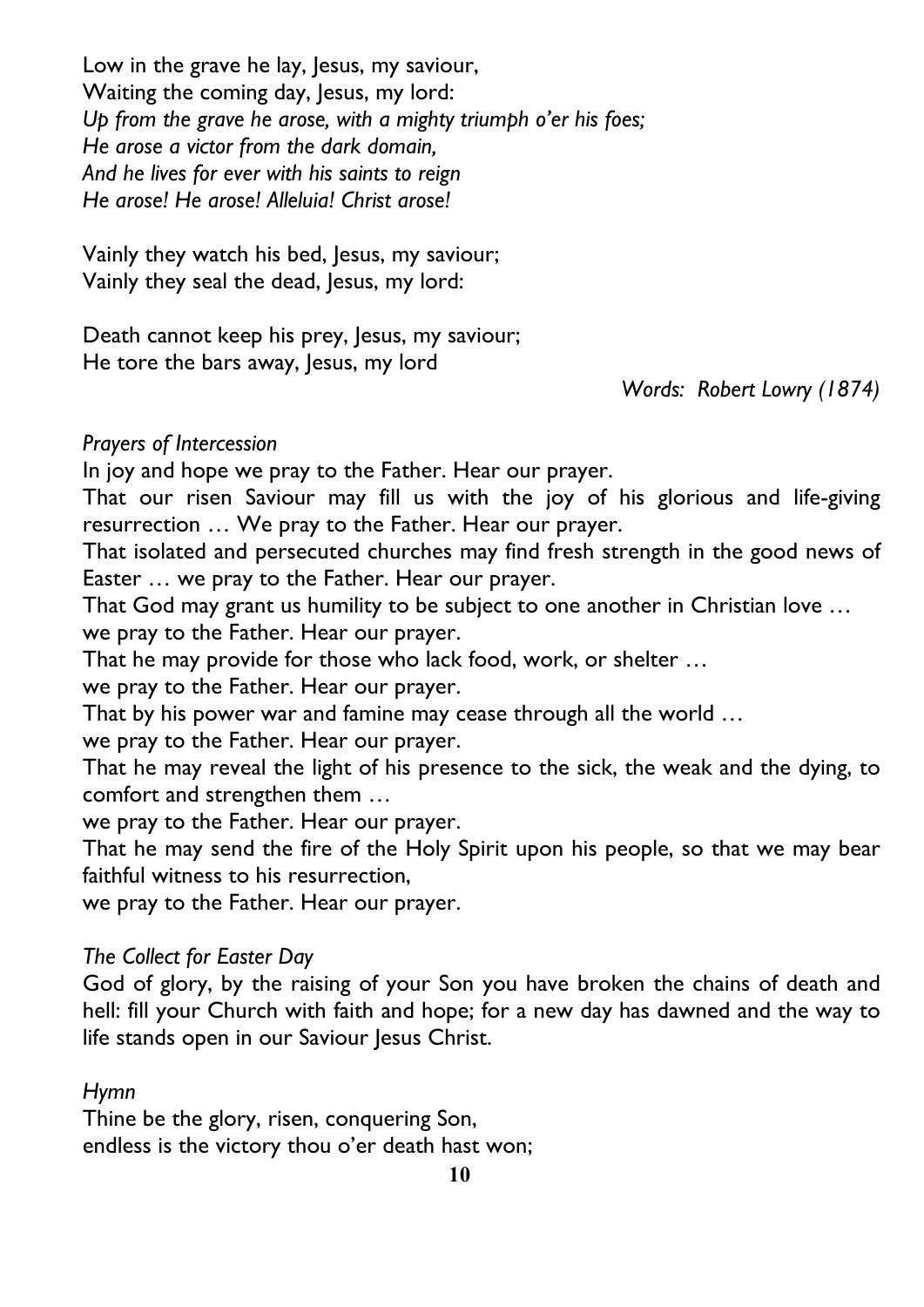Low in the grave he lay, Jesus, my saviour,  
Waiting the coming day, Jesus, my lord:  
*Up from the grave he arose, with a mighty triumph o'er his foes;*  
*He arose a victor from the dark domain,*  
*And he lives for ever with his saints to reign*  
*He arose! He arose! Alleluia! Christ arose!*

Vainly they watch his bed, Jesus, my saviour;  
Vainly they seal the dead, Jesus, my lord:

Death cannot keep his prey, Jesus, my saviour;  
He tore the bars away, Jesus, my lord

*Words: Robert Lowry (1874)*

*Prayers of Intercession*

In joy and hope we pray to the Father. Hear our prayer.

That our risen Saviour may fill us with the joy of his glorious and life-giving resurrection … We pray to the Father. Hear our prayer.

That isolated and persecuted churches may find fresh strength in the good news of Easter … we pray to the Father. Hear our prayer.

That God may grant us humility to be subject to one another in Christian love …  
we pray to the Father. Hear our prayer.

That he may provide for those who lack food, work, or shelter …  
we pray to the Father. Hear our prayer.

That by his power war and famine may cease through all the world …  
we pray to the Father. Hear our prayer.

That he may reveal the light of his presence to the sick, the weak and the dying, to comfort and strengthen them …  
we pray to the Father. Hear our prayer.

That he may send the fire of the Holy Spirit upon his people, so that we may bear faithful witness to his resurrection,  
we pray to the Father. Hear our prayer.

*The Collect for Easter Day*

God of glory, by the raising of your Son you have broken the chains of death and hell: fill your Church with faith and hope; for a new day has dawned and the way to life stands open in our Saviour Jesus Christ.

*Hymn*

Thine be the glory, risen, conquering Son,  
endless is the victory thou o'er death hast won;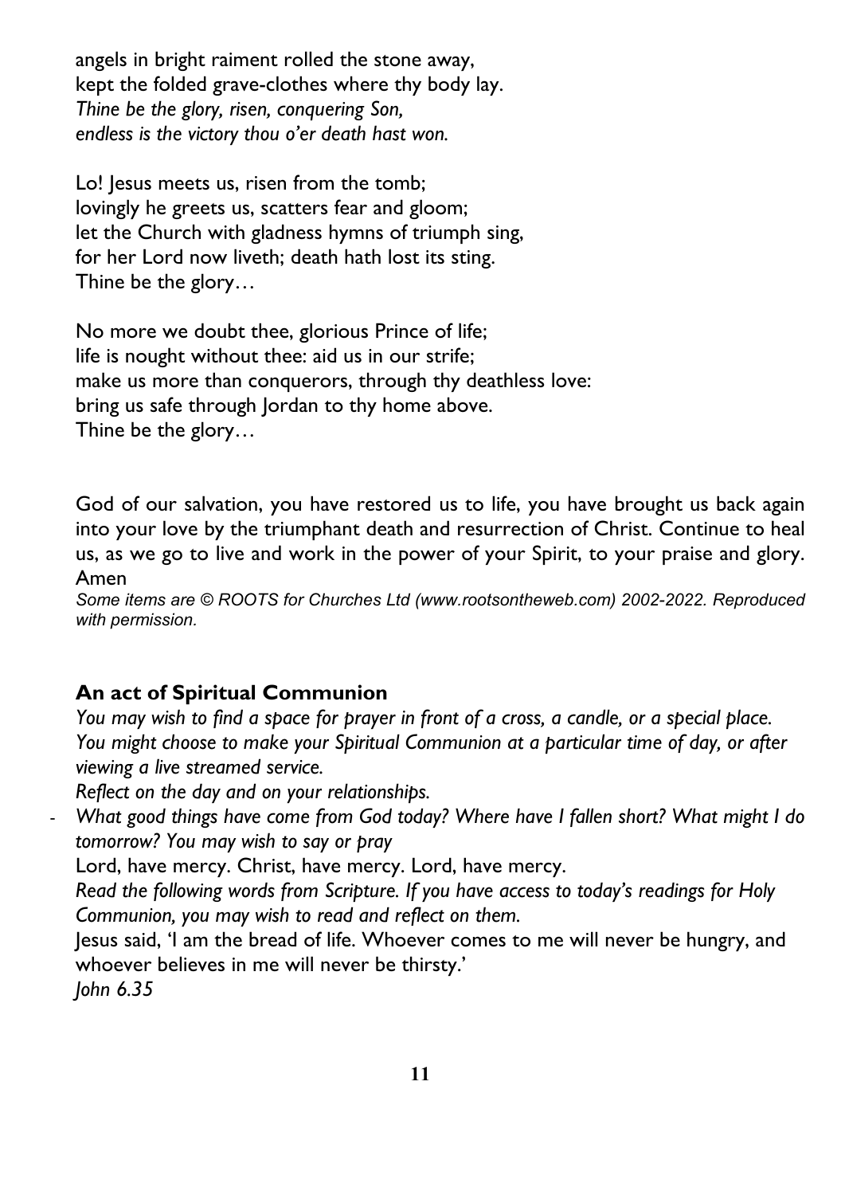angels in bright raiment rolled the stone away,
kept the folded grave-clothes where thy body lay.
*Thine be the glory, risen, conquering Son,*
*endless is the victory thou o'er death hast won.*

Lo! Jesus meets us, risen from the tomb;
lovingly he greets us, scatters fear and gloom;
let the Church with gladness hymns of triumph sing,
for her Lord now liveth; death hath lost its sting.
Thine be the glory…

No more we doubt thee, glorious Prince of life;
life is nought without thee: aid us in our strife;
make us more than conquerors, through thy deathless love:
bring us safe through Jordan to thy home above.
Thine be the glory…

God of our salvation, you have restored us to life, you have brought us back again into your love by the triumphant death and resurrection of Christ. Continue to heal us, as we go to live and work in the power of your Spirit, to your praise and glory. Amen

*Some items are © ROOTS for Churches Ltd (www.rootsontheweb.com) 2002-2022. Reproduced with permission.*

## An act of Spiritual Communion

*You may wish to find a space for prayer in front of a cross, a candle, or a special place. You might choose to make your Spiritual Communion at a particular time of day, or after viewing a live streamed service.*

*Reflect on the day and on your relationships.*

- *What good things have come from God today? Where have I fallen short? What might I do tomorrow? You may wish to say or pray*

Lord, have mercy. Christ, have mercy. Lord, have mercy.

*Read the following words from Scripture. If you have access to today's readings for Holy Communion, you may wish to read and reflect on them.*

Jesus said, 'I am the bread of life. Whoever comes to me will never be hungry, and whoever believes in me will never be thirsty.'
*John 6.35*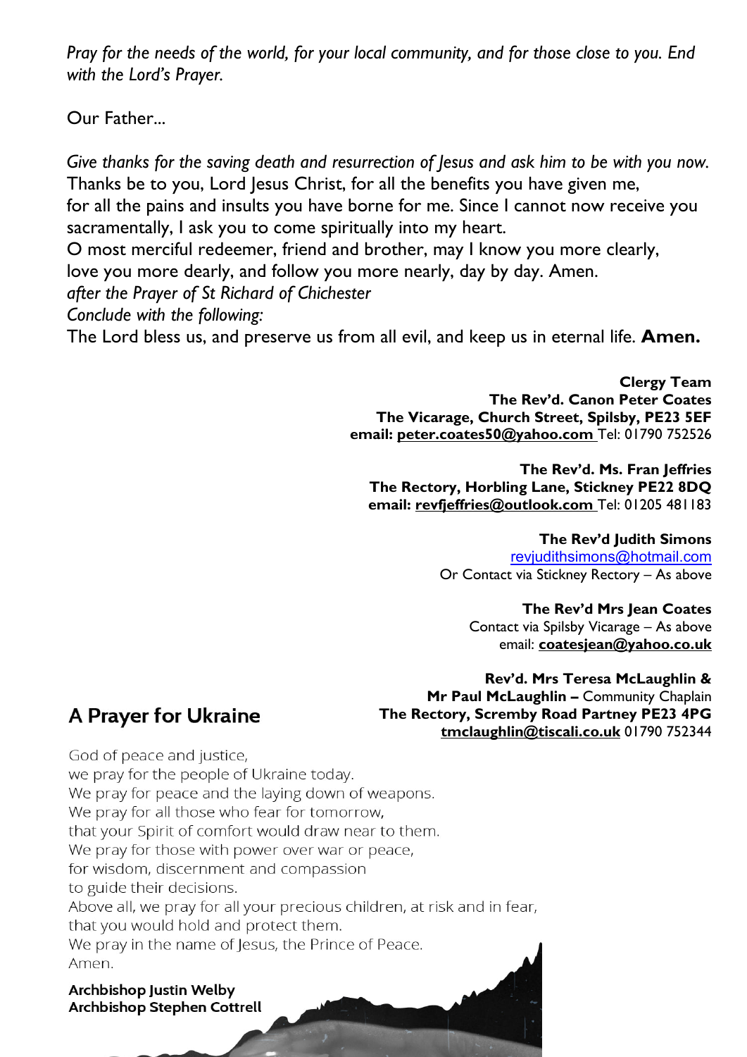*Pray for the needs of the world, for your local community, and for those close to you. End with the Lord's Prayer.*

Our Father...

*Give thanks for the saving death and resurrection of Jesus and ask him to be with you now.*
Thanks be to you, Lord Jesus Christ, for all the benefits you have given me,
for all the pains and insults you have borne for me. Since I cannot now receive you sacramentally, I ask you to come spiritually into my heart.
O most merciful redeemer, friend and brother, may I know you more clearly,
love you more dearly, and follow you more nearly, day by day. Amen.
*after the Prayer of St Richard of Chichester*
*Conclude with the following:*
The Lord bless us, and preserve us from all evil, and keep us in eternal life. **Amen.**

**Clergy Team**
**The Rev'd. Canon Peter Coates**
**The Vicarage, Church Street, Spilsby, PE23 5EF**
**email: peter.coates50@yahoo.com** Tel: 01790 752526

**The Rev'd. Ms. Fran Jeffries**
**The Rectory, Horbling Lane, Stickney PE22 8DQ**
**email: revfjeffries@outlook.com** Tel: 01205 481183

**The Rev'd Judith Simons**
revjudithsimons@hotmail.com
Or Contact via Stickney Rectory – As above

**The Rev'd Mrs Jean Coates**
Contact via Spilsby Vicarage – As above
email: **coatesjean@yahoo.co.uk**

**Rev'd. Mrs Teresa McLaughlin &**
**Mr Paul McLaughlin –** Community Chaplain
**The Rectory, Scremby Road Partney PE23 4PG**
**tmclaughlin@tiscali.co.uk** 01790 752344

## A Prayer for Ukraine

God of peace and justice,
we pray for the people of Ukraine today.
We pray for peace and the laying down of weapons.
We pray for all those who fear for tomorrow,
that your Spirit of comfort would draw near to them.
We pray for those with power over war or peace,
for wisdom, discernment and compassion
to guide their decisions.
Above all, we pray for all your precious children, at risk and in fear,
that you would hold and protect them.
We pray in the name of Jesus, the Prince of Peace.
Amen.

**Archbishop Justin Welby**
**Archbishop Stephen Cottrell**